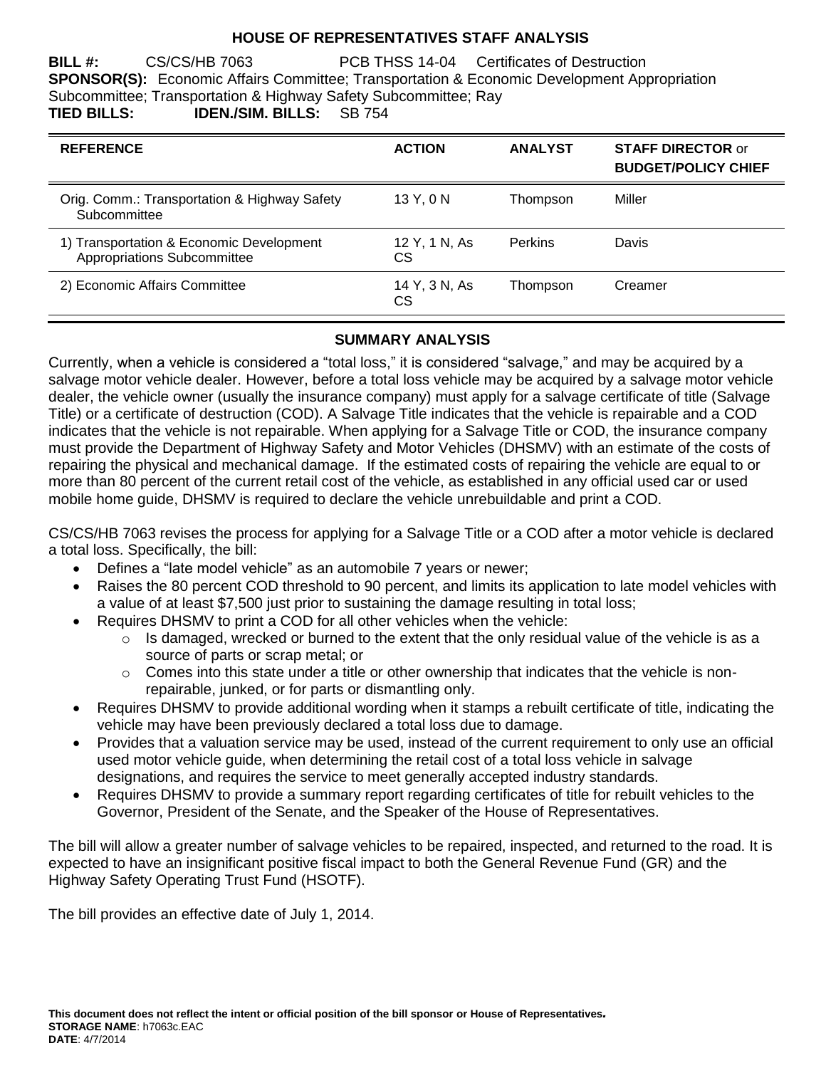# HOUSE OF REPRESENTATIVES STAFF ANALYSIS

**BILL #:** CS/CS/HB 7063 PCB THSS 14-04 Certificates of Destruction

**SPONSOR(S):** Economic Affairs Committee; Transportation & Economic Development Appropriation Subcommittee; Transportation & Highway Safety Subcommittee; Ray

**TIED BILLS:** **IDEN./SIM. BILLS:** SB 754

| REFERENCE | ACTION | ANALYST | STAFF DIRECTOR or BUDGET/POLICY CHIEF |
|---|---|---|---|
| Orig. Comm.: Transportation & Highway Safety Subcommittee | 13 Y, 0 N | Thompson | Miller |
| 1) Transportation & Economic Development Appropriations Subcommittee | 12 Y, 1 N, As CS | Perkins | Davis |
| 2) Economic Affairs Committee | 14 Y, 3 N, As CS | Thompson | Creamer |

## SUMMARY ANALYSIS

Currently, when a vehicle is considered a "total loss," it is considered "salvage," and may be acquired by a salvage motor vehicle dealer. However, before a total loss vehicle may be acquired by a salvage motor vehicle dealer, the vehicle owner (usually the insurance company) must apply for a salvage certificate of title (Salvage Title) or a certificate of destruction (COD). A Salvage Title indicates that the vehicle is repairable and a COD indicates that the vehicle is not repairable. When applying for a Salvage Title or COD, the insurance company must provide the Department of Highway Safety and Motor Vehicles (DHSMV) with an estimate of the costs of repairing the physical and mechanical damage. If the estimated costs of repairing the vehicle are equal to or more than 80 percent of the current retail cost of the vehicle, as established in any official used car or used mobile home guide, DHSMV is required to declare the vehicle unrebuildable and print a COD.

CS/CS/HB 7063 revises the process for applying for a Salvage Title or a COD after a motor vehicle is declared a total loss. Specifically, the bill:

- Defines a "late model vehicle" as an automobile 7 years or newer;
- Raises the 80 percent COD threshold to 90 percent, and limits its application to late model vehicles with a value of at least $7,500 just prior to sustaining the damage resulting in total loss;
- Requires DHSMV to print a COD for all other vehicles when the vehicle:
  - Is damaged, wrecked or burned to the extent that the only residual value of the vehicle is as a source of parts or scrap metal; or
  - Comes into this state under a title or other ownership that indicates that the vehicle is non-repairable, junked, or for parts or dismantling only.
- Requires DHSMV to provide additional wording when it stamps a rebuilt certificate of title, indicating the vehicle may have been previously declared a total loss due to damage.
- Provides that a valuation service may be used, instead of the current requirement to only use an official used motor vehicle guide, when determining the retail cost of a total loss vehicle in salvage designations, and requires the service to meet generally accepted industry standards.
- Requires DHSMV to provide a summary report regarding certificates of title for rebuilt vehicles to the Governor, President of the Senate, and the Speaker of the House of Representatives.

The bill will allow a greater number of salvage vehicles to be repaired, inspected, and returned to the road. It is expected to have an insignificant positive fiscal impact to both the General Revenue Fund (GR) and the Highway Safety Operating Trust Fund (HSOTF).

The bill provides an effective date of July 1, 2014.

**This document does not reflect the intent or official position of the bill sponsor or House of Representatives.**
**STORAGE NAME**: h7063c.EAC
**DATE**: 4/7/2014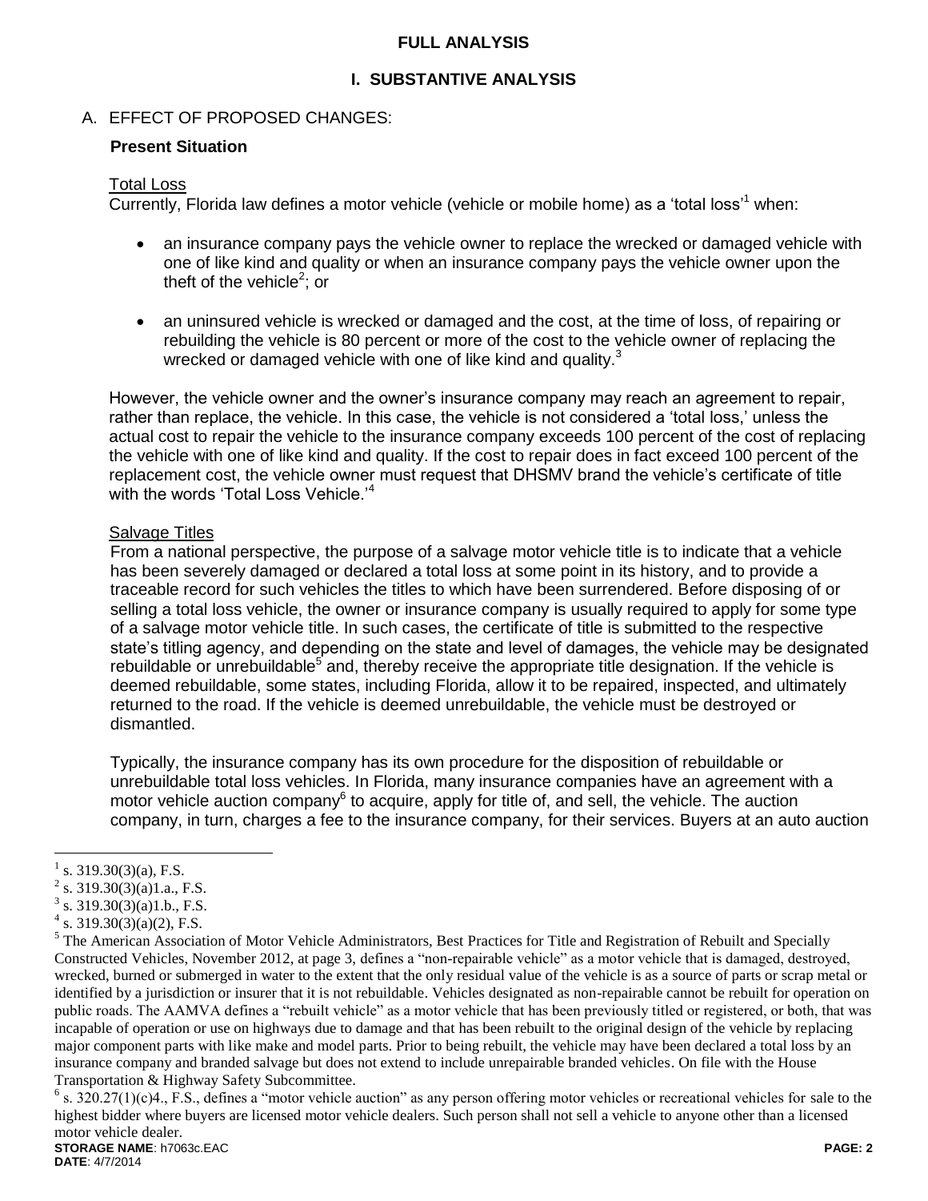## FULL ANALYSIS

### I. SUBSTANTIVE ANALYSIS

A. EFFECT OF PROPOSED CHANGES:

**Present Situation**

Total Loss

Currently, Florida law defines a motor vehicle (vehicle or mobile home) as a 'total loss'[1] when:

- an insurance company pays the vehicle owner to replace the wrecked or damaged vehicle with one of like kind and quality or when an insurance company pays the vehicle owner upon the theft of the vehicle[2]; or
- an uninsured vehicle is wrecked or damaged and the cost, at the time of loss, of repairing or rebuilding the vehicle is 80 percent or more of the cost to the vehicle owner of replacing the wrecked or damaged vehicle with one of like kind and quality.[3]

However, the vehicle owner and the owner's insurance company may reach an agreement to repair, rather than replace, the vehicle. In this case, the vehicle is not considered a 'total loss,' unless the actual cost to repair the vehicle to the insurance company exceeds 100 percent of the cost of replacing the vehicle with one of like kind and quality. If the cost to repair does in fact exceed 100 percent of the replacement cost, the vehicle owner must request that DHSMV brand the vehicle's certificate of title with the words 'Total Loss Vehicle.'[4]

Salvage Titles

From a national perspective, the purpose of a salvage motor vehicle title is to indicate that a vehicle has been severely damaged or declared a total loss at some point in its history, and to provide a traceable record for such vehicles the titles to which have been surrendered. Before disposing of or selling a total loss vehicle, the owner or insurance company is usually required to apply for some type of a salvage motor vehicle title. In such cases, the certificate of title is submitted to the respective state's titling agency, and depending on the state and level of damages, the vehicle may be designated rebuildable or unrebuildable[5] and, thereby receive the appropriate title designation. If the vehicle is deemed rebuildable, some states, including Florida, allow it to be repaired, inspected, and ultimately returned to the road. If the vehicle is deemed unrebuildable, the vehicle must be destroyed or dismantled.

Typically, the insurance company has its own procedure for the disposition of rebuildable or unrebuildable total loss vehicles. In Florida, many insurance companies have an agreement with a motor vehicle auction company[6] to acquire, apply for title of, and sell, the vehicle. The auction company, in turn, charges a fee to the insurance company, for their services. Buyers at an auto auction

---

[1] s. 319.30(3)(a), F.S.

[2] s. 319.30(3)(a)1.a., F.S.

[3] s. 319.30(3)(a)1.b., F.S.

[4] s. 319.30(3)(a)(2), F.S.

[5] The American Association of Motor Vehicle Administrators, Best Practices for Title and Registration of Rebuilt and Specially Constructed Vehicles, November 2012, at page 3, defines a "non-repairable vehicle" as a motor vehicle that is damaged, destroyed, wrecked, burned or submerged in water to the extent that the only residual value of the vehicle is as a source of parts or scrap metal or identified by a jurisdiction or insurer that it is not rebuildable. Vehicles designated as non-repairable cannot be rebuilt for operation on public roads. The AAMVA defines a "rebuilt vehicle" as a motor vehicle that has been previously titled or registered, or both, that was incapable of operation or use on highways due to damage and that has been rebuilt to the original design of the vehicle by replacing major component parts with like make and model parts. Prior to being rebuilt, the vehicle may have been declared a total loss by an insurance company and branded salvage but does not extend to include unrepairable branded vehicles. On file with the House Transportation & Highway Safety Subcommittee.

[6] s. 320.27(1)(c)4., F.S., defines a "motor vehicle auction" as any person offering motor vehicles or recreational vehicles for sale to the highest bidder where buyers are licensed motor vehicle dealers. Such person shall not sell a vehicle to anyone other than a licensed motor vehicle dealer.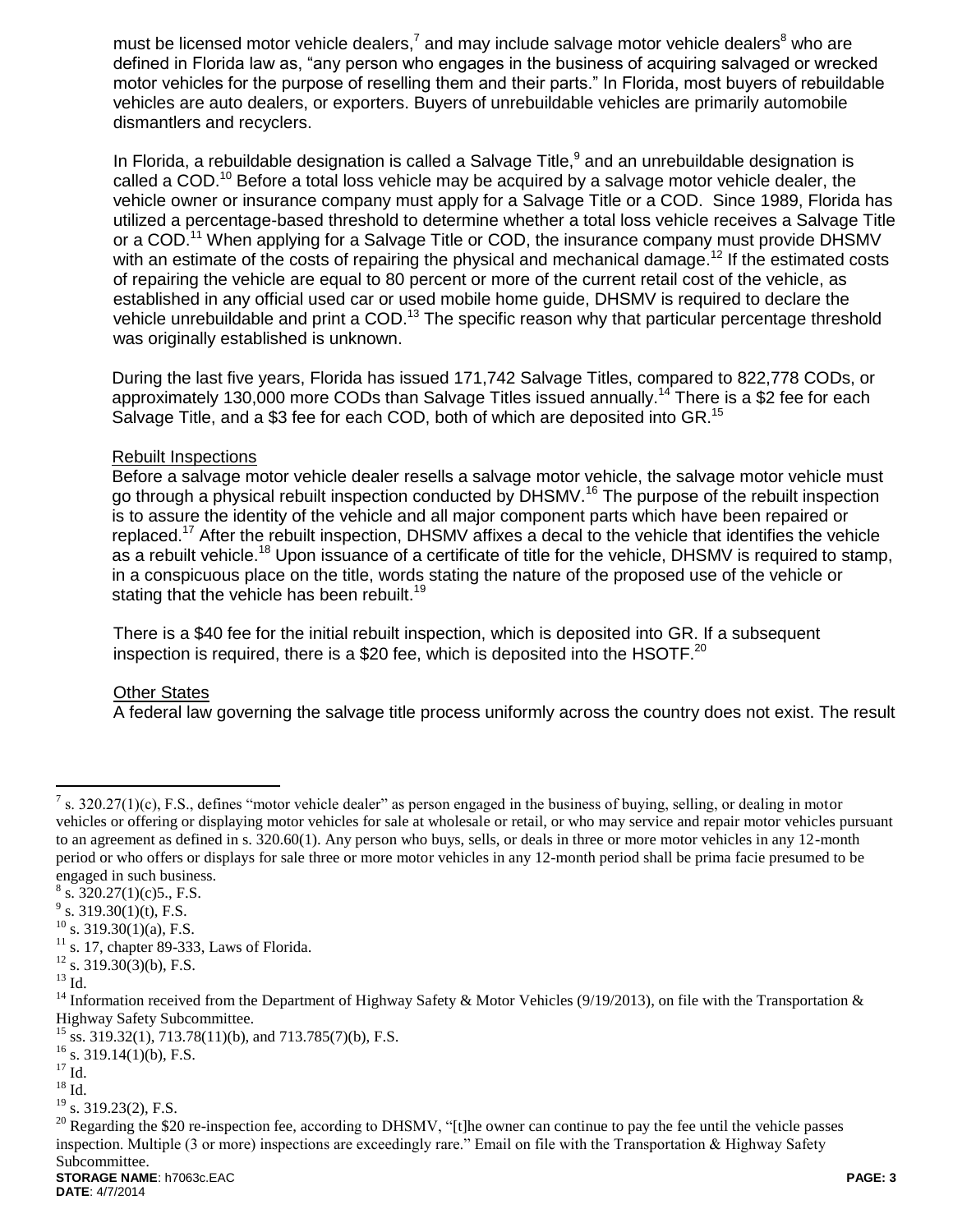must be licensed motor vehicle dealers,[7] and may include salvage motor vehicle dealers[8] who are defined in Florida law as, "any person who engages in the business of acquiring salvaged or wrecked motor vehicles for the purpose of reselling them and their parts." In Florida, most buyers of rebuildable vehicles are auto dealers, or exporters. Buyers of unrebuildable vehicles are primarily automobile dismantlers and recyclers.

In Florida, a rebuildable designation is called a Salvage Title,[9] and an unrebuildable designation is called a COD.[10] Before a total loss vehicle may be acquired by a salvage motor vehicle dealer, the vehicle owner or insurance company must apply for a Salvage Title or a COD. Since 1989, Florida has utilized a percentage-based threshold to determine whether a total loss vehicle receives a Salvage Title or a COD.[11] When applying for a Salvage Title or COD, the insurance company must provide DHSMV with an estimate of the costs of repairing the physical and mechanical damage.[12] If the estimated costs of repairing the vehicle are equal to 80 percent or more of the current retail cost of the vehicle, as established in any official used car or used mobile home guide, DHSMV is required to declare the vehicle unrebuildable and print a COD.[13] The specific reason why that particular percentage threshold was originally established is unknown.

During the last five years, Florida has issued 171,742 Salvage Titles, compared to 822,778 CODs, or approximately 130,000 more CODs than Salvage Titles issued annually.[14] There is a $2 fee for each Salvage Title, and a $3 fee for each COD, both of which are deposited into GR.[15]

Rebuilt Inspections

Before a salvage motor vehicle dealer resells a salvage motor vehicle, the salvage motor vehicle must go through a physical rebuilt inspection conducted by DHSMV.[16] The purpose of the rebuilt inspection is to assure the identity of the vehicle and all major component parts which have been repaired or replaced.[17] After the rebuilt inspection, DHSMV affixes a decal to the vehicle that identifies the vehicle as a rebuilt vehicle.[18] Upon issuance of a certificate of title for the vehicle, DHSMV is required to stamp, in a conspicuous place on the title, words stating the nature of the proposed use of the vehicle or stating that the vehicle has been rebuilt.[19]

There is a $40 fee for the initial rebuilt inspection, which is deposited into GR. If a subsequent inspection is required, there is a $20 fee, which is deposited into the HSOTF.[20]

Other States

A federal law governing the salvage title process uniformly across the country does not exist. The result

---

[7] s. 320.27(1)(c), F.S., defines "motor vehicle dealer" as person engaged in the business of buying, selling, or dealing in motor vehicles or offering or displaying motor vehicles for sale at wholesale or retail, or who may service and repair motor vehicles pursuant to an agreement as defined in s. 320.60(1). Any person who buys, sells, or deals in three or more motor vehicles in any 12-month period or who offers or displays for sale three or more motor vehicles in any 12-month period shall be prima facie presumed to be engaged in such business.

[8] s. 320.27(1)(c)5., F.S.

[9] s. 319.30(1)(t), F.S.

[10] s. 319.30(1)(a), F.S.

[11] s. 17, chapter 89-333, Laws of Florida.

[12] s. 319.30(3)(b), F.S.

[13] Id.

[14] Information received from the Department of Highway Safety & Motor Vehicles (9/19/2013), on file with the Transportation & Highway Safety Subcommittee.

[15] ss. 319.32(1), 713.78(11)(b), and 713.785(7)(b), F.S.

[16] s. 319.14(1)(b), F.S.

[17] Id.

[18] Id.

[19] s. 319.23(2), F.S.

[20] Regarding the $20 re-inspection fee, according to DHSMV, "[t]he owner can continue to pay the fee until the vehicle passes inspection. Multiple (3 or more) inspections are exceedingly rare." Email on file with the Transportation & Highway Safety Subcommittee.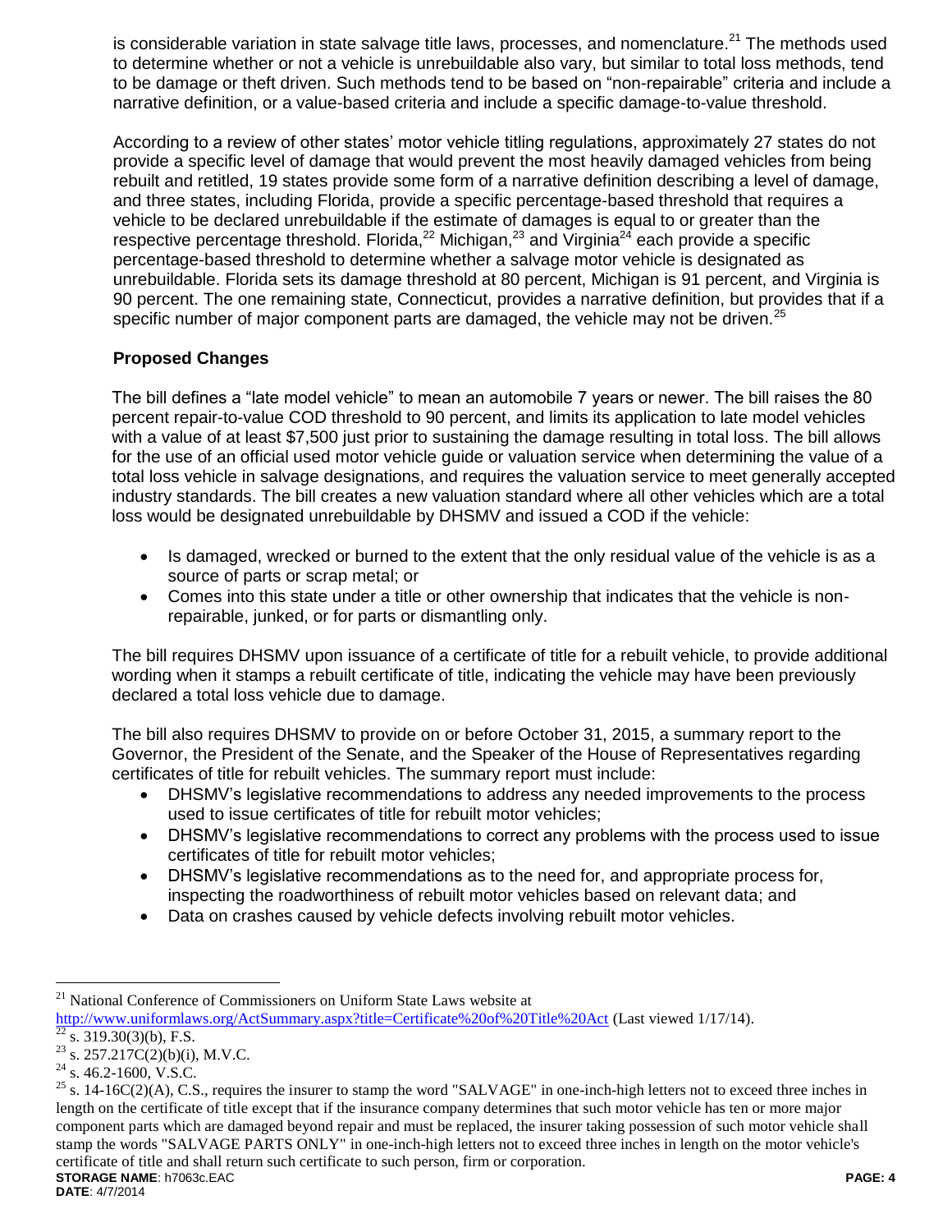is considerable variation in state salvage title laws, processes, and nomenclature.[21] The methods used to determine whether or not a vehicle is unrebuildable also vary, but similar to total loss methods, tend to be damage or theft driven. Such methods tend to be based on "non-repairable" criteria and include a narrative definition, or a value-based criteria and include a specific damage-to-value threshold.

According to a review of other states' motor vehicle titling regulations, approximately 27 states do not provide a specific level of damage that would prevent the most heavily damaged vehicles from being rebuilt and retitled, 19 states provide some form of a narrative definition describing a level of damage, and three states, including Florida, provide a specific percentage-based threshold that requires a vehicle to be declared unrebuildable if the estimate of damages is equal to or greater than the respective percentage threshold. Florida,[22] Michigan,[23] and Virginia[24] each provide a specific percentage-based threshold to determine whether a salvage motor vehicle is designated as unrebuildable. Florida sets its damage threshold at 80 percent, Michigan is 91 percent, and Virginia is 90 percent. The one remaining state, Connecticut, provides a narrative definition, but provides that if a specific number of major component parts are damaged, the vehicle may not be driven.[25]

### Proposed Changes

The bill defines a "late model vehicle" to mean an automobile 7 years or newer. The bill raises the 80 percent repair-to-value COD threshold to 90 percent, and limits its application to late model vehicles with a value of at least $7,500 just prior to sustaining the damage resulting in total loss. The bill allows for the use of an official used motor vehicle guide or valuation service when determining the value of a total loss vehicle in salvage designations, and requires the valuation service to meet generally accepted industry standards. The bill creates a new valuation standard where all other vehicles which are a total loss would be designated unrebuildable by DHSMV and issued a COD if the vehicle:

- Is damaged, wrecked or burned to the extent that the only residual value of the vehicle is as a source of parts or scrap metal; or
- Comes into this state under a title or other ownership that indicates that the vehicle is non-repairable, junked, or for parts or dismantling only.

The bill requires DHSMV upon issuance of a certificate of title for a rebuilt vehicle, to provide additional wording when it stamps a rebuilt certificate of title, indicating the vehicle may have been previously declared a total loss vehicle due to damage.

The bill also requires DHSMV to provide on or before October 31, 2015, a summary report to the Governor, the President of the Senate, and the Speaker of the House of Representatives regarding certificates of title for rebuilt vehicles. The summary report must include:

- DHSMV's legislative recommendations to address any needed improvements to the process used to issue certificates of title for rebuilt motor vehicles;
- DHSMV's legislative recommendations to correct any problems with the process used to issue certificates of title for rebuilt motor vehicles;
- DHSMV's legislative recommendations as to the need for, and appropriate process for, inspecting the roadworthiness of rebuilt motor vehicles based on relevant data; and
- Data on crashes caused by vehicle defects involving rebuilt motor vehicles.

---

[21] National Conference of Commissioners on Uniform State Laws website at http://www.uniformlaws.org/ActSummary.aspx?title=Certificate%20of%20Title%20Act (Last viewed 1/17/14).

[22] s. 319.30(3)(b), F.S.

[23] s. 257.217C(2)(b)(i), M.V.C.

[24] s. 46.2-1600, V.S.C.

[25] s. 14-16C(2)(A), C.S., requires the insurer to stamp the word "SALVAGE" in one-inch-high letters not to exceed three inches in length on the certificate of title except that if the insurance company determines that such motor vehicle has ten or more major component parts which are damaged beyond repair and must be replaced, the insurer taking possession of such motor vehicle shall stamp the words "SALVAGE PARTS ONLY" in one-inch-high letters not to exceed three inches in length on the motor vehicle's certificate of title and shall return such certificate to such person, firm or corporation.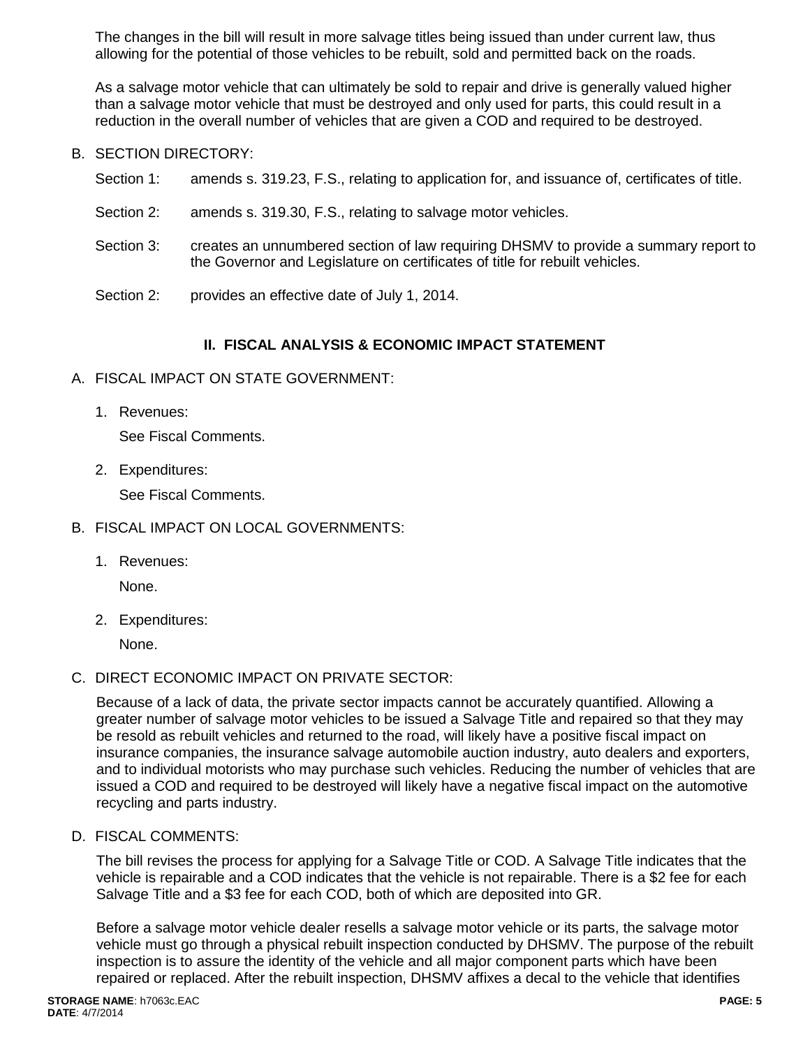The changes in the bill will result in more salvage titles being issued than under current law, thus allowing for the potential of those vehicles to be rebuilt, sold and permitted back on the roads.

As a salvage motor vehicle that can ultimately be sold to repair and drive is generally valued higher than a salvage motor vehicle that must be destroyed and only used for parts, this could result in a reduction in the overall number of vehicles that are given a COD and required to be destroyed.

B. SECTION DIRECTORY:

Section 1: amends s. 319.23, F.S., relating to application for, and issuance of, certificates of title.

Section 2: amends s. 319.30, F.S., relating to salvage motor vehicles.

Section 3: creates an unnumbered section of law requiring DHSMV to provide a summary report to the Governor and Legislature on certificates of title for rebuilt vehicles.

Section 2: provides an effective date of July 1, 2014.

## II. FISCAL ANALYSIS & ECONOMIC IMPACT STATEMENT

A. FISCAL IMPACT ON STATE GOVERNMENT:

1. Revenues:

   See Fiscal Comments.

2. Expenditures:

   See Fiscal Comments.

B. FISCAL IMPACT ON LOCAL GOVERNMENTS:

1. Revenues:

   None.

2. Expenditures:

   None.

C. DIRECT ECONOMIC IMPACT ON PRIVATE SECTOR:

Because of a lack of data, the private sector impacts cannot be accurately quantified. Allowing a greater number of salvage motor vehicles to be issued a Salvage Title and repaired so that they may be resold as rebuilt vehicles and returned to the road, will likely have a positive fiscal impact on insurance companies, the insurance salvage automobile auction industry, auto dealers and exporters, and to individual motorists who may purchase such vehicles. Reducing the number of vehicles that are issued a COD and required to be destroyed will likely have a negative fiscal impact on the automotive recycling and parts industry.

D. FISCAL COMMENTS:

The bill revises the process for applying for a Salvage Title or COD. A Salvage Title indicates that the vehicle is repairable and a COD indicates that the vehicle is not repairable. There is a $2 fee for each Salvage Title and a $3 fee for each COD, both of which are deposited into GR.

Before a salvage motor vehicle dealer resells a salvage motor vehicle or its parts, the salvage motor vehicle must go through a physical rebuilt inspection conducted by DHSMV. The purpose of the rebuilt inspection is to assure the identity of the vehicle and all major component parts which have been repaired or replaced. After the rebuilt inspection, DHSMV affixes a decal to the vehicle that identifies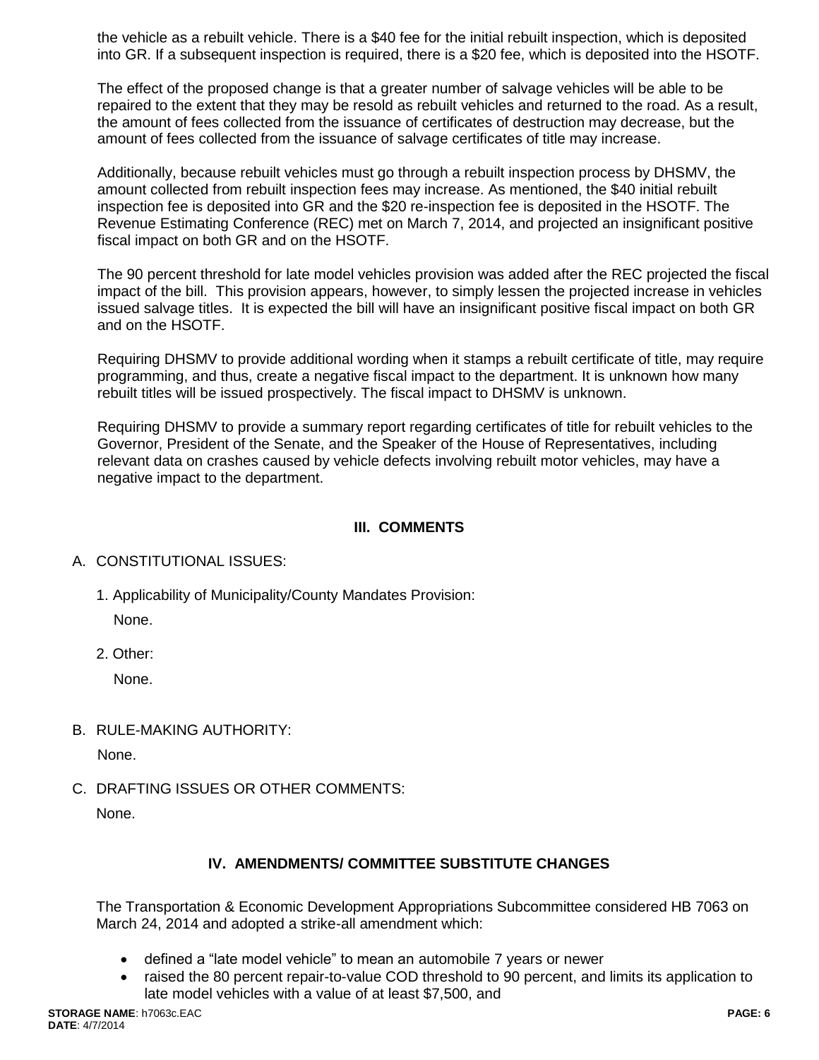the vehicle as a rebuilt vehicle. There is a $40 fee for the initial rebuilt inspection, which is deposited into GR. If a subsequent inspection is required, there is a $20 fee, which is deposited into the HSOTF.

The effect of the proposed change is that a greater number of salvage vehicles will be able to be repaired to the extent that they may be resold as rebuilt vehicles and returned to the road. As a result, the amount of fees collected from the issuance of certificates of destruction may decrease, but the amount of fees collected from the issuance of salvage certificates of title may increase.

Additionally, because rebuilt vehicles must go through a rebuilt inspection process by DHSMV, the amount collected from rebuilt inspection fees may increase. As mentioned, the $40 initial rebuilt inspection fee is deposited into GR and the $20 re-inspection fee is deposited in the HSOTF. The Revenue Estimating Conference (REC) met on March 7, 2014, and projected an insignificant positive fiscal impact on both GR and on the HSOTF.

The 90 percent threshold for late model vehicles provision was added after the REC projected the fiscal impact of the bill. This provision appears, however, to simply lessen the projected increase in vehicles issued salvage titles. It is expected the bill will have an insignificant positive fiscal impact on both GR and on the HSOTF.

Requiring DHSMV to provide additional wording when it stamps a rebuilt certificate of title, may require programming, and thus, create a negative fiscal impact to the department. It is unknown how many rebuilt titles will be issued prospectively. The fiscal impact to DHSMV is unknown.

Requiring DHSMV to provide a summary report regarding certificates of title for rebuilt vehicles to the Governor, President of the Senate, and the Speaker of the House of Representatives, including relevant data on crashes caused by vehicle defects involving rebuilt motor vehicles, may have a negative impact to the department.

## III. COMMENTS

A. CONSTITUTIONAL ISSUES:

1. Applicability of Municipality/County Mandates Provision:

   None.

2. Other:

   None.

B. RULE-MAKING AUTHORITY:

None.

C. DRAFTING ISSUES OR OTHER COMMENTS:

None.

## IV. AMENDMENTS/ COMMITTEE SUBSTITUTE CHANGES

The Transportation & Economic Development Appropriations Subcommittee considered HB 7063 on March 24, 2014 and adopted a strike-all amendment which:

- defined a "late model vehicle" to mean an automobile 7 years or newer
- raised the 80 percent repair-to-value COD threshold to 90 percent, and limits its application to late model vehicles with a value of at least $7,500, and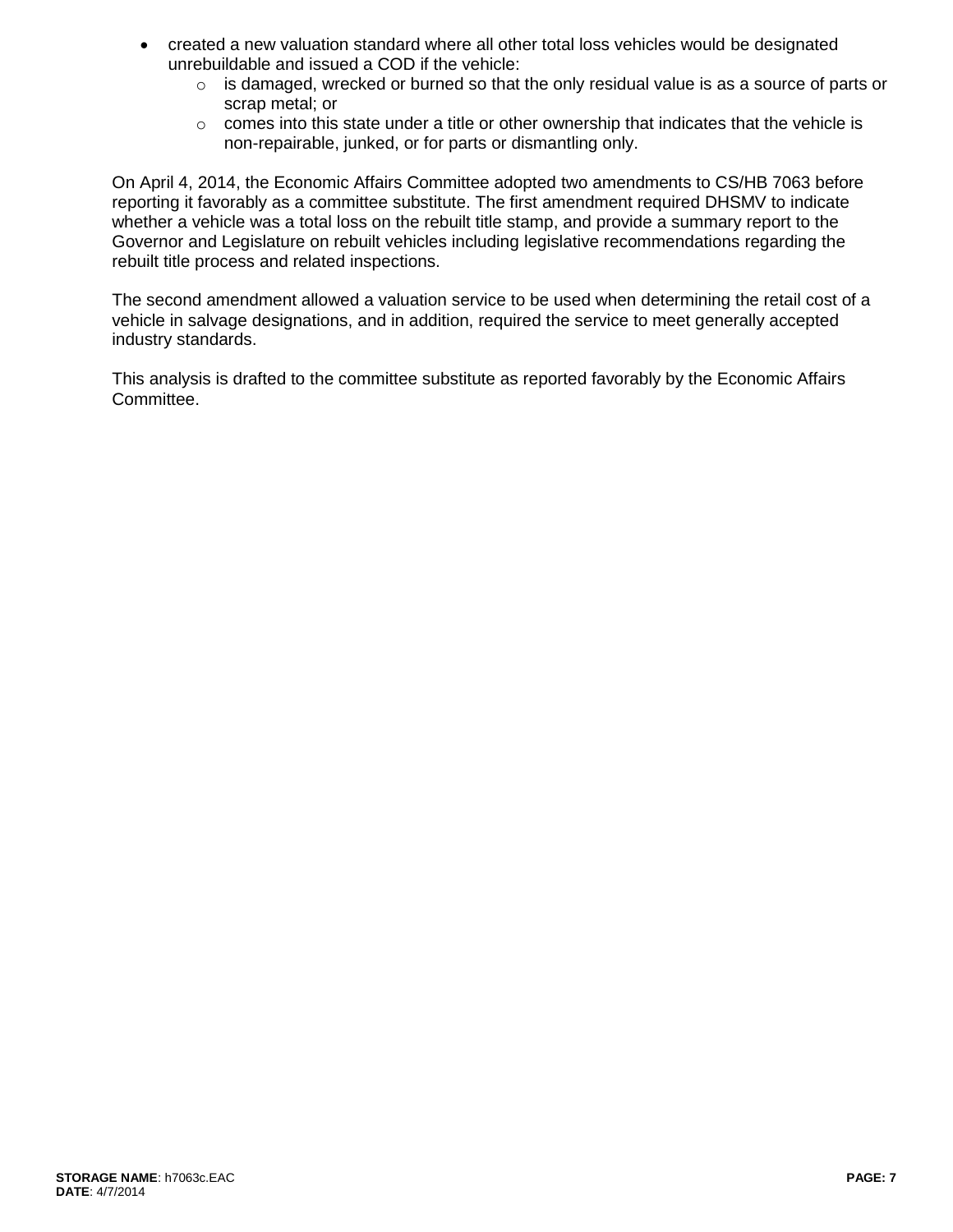- created a new valuation standard where all other total loss vehicles would be designated unrebuildable and issued a COD if the vehicle:
  - is damaged, wrecked or burned so that the only residual value is as a source of parts or scrap metal; or
  - comes into this state under a title or other ownership that indicates that the vehicle is non-repairable, junked, or for parts or dismantling only.

On April 4, 2014, the Economic Affairs Committee adopted two amendments to CS/HB 7063 before reporting it favorably as a committee substitute. The first amendment required DHSMV to indicate whether a vehicle was a total loss on the rebuilt title stamp, and provide a summary report to the Governor and Legislature on rebuilt vehicles including legislative recommendations regarding the rebuilt title process and related inspections.

The second amendment allowed a valuation service to be used when determining the retail cost of a vehicle in salvage designations, and in addition, required the service to meet generally accepted industry standards.

This analysis is drafted to the committee substitute as reported favorably by the Economic Affairs Committee.